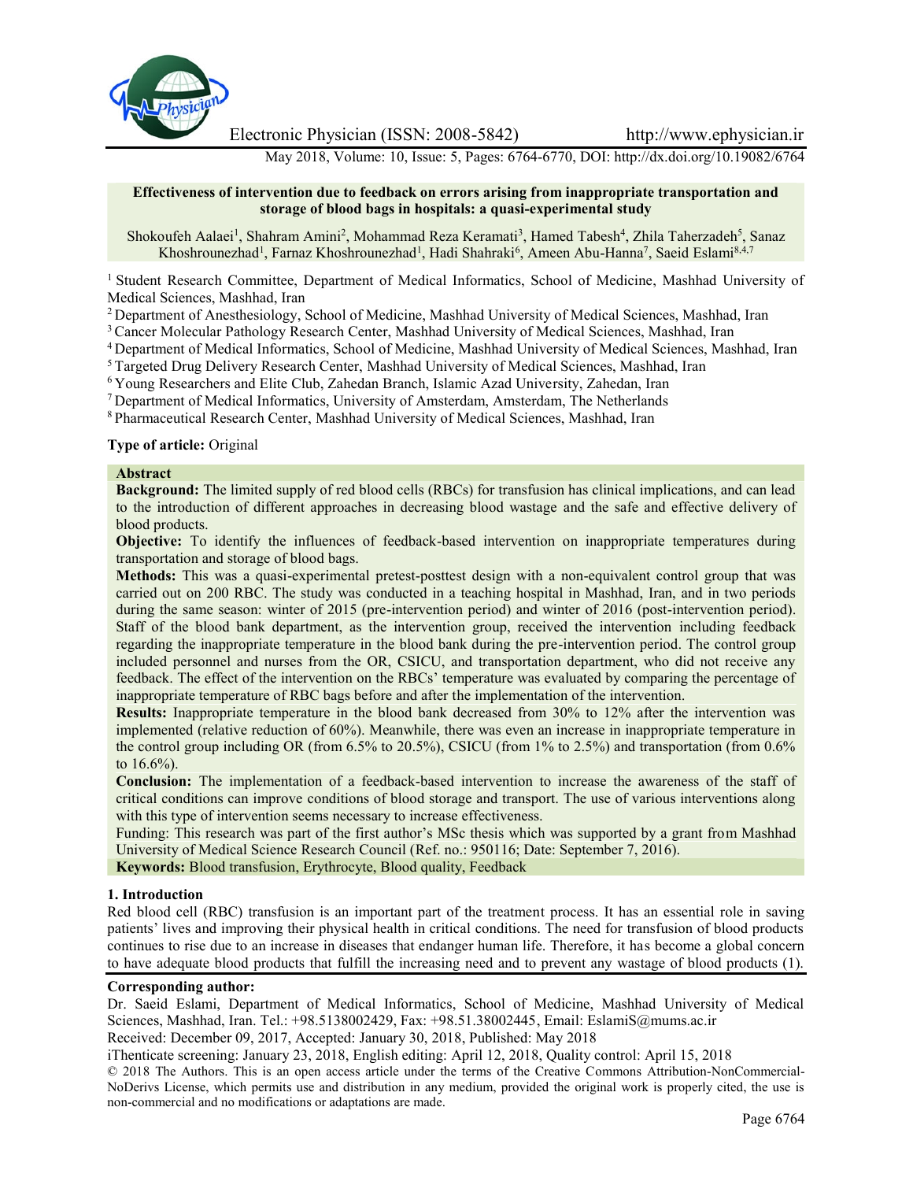# Effectiveness of intervention due to feedback on errors arising from inappropriate transportation and storage of blood bags in hospitals: a quasi-experimental study

Shokoufeh Aalaei[1], Shahram Amini[2], Mohammad Reza Keramati[3], Hamed Tabesh[4], Zhila Taherzadeh[5], Sanaz Khoshrounezhad[1], Farnaz Khoshrounezhad[1], Hadi Shahraki[6], Ameen Abu-Hanna[7], Saeid Eslami[8,4,7]

[1] Student Research Committee, Department of Medical Informatics, School of Medicine, Mashhad University of Medical Sciences, Mashhad, Iran

[2] Department of Anesthesiology, School of Medicine, Mashhad University of Medical Sciences, Mashhad, Iran

[3] Cancer Molecular Pathology Research Center, Mashhad University of Medical Sciences, Mashhad, Iran

[4] Department of Medical Informatics, School of Medicine, Mashhad University of Medical Sciences, Mashhad, Iran

[5] Targeted Drug Delivery Research Center, Mashhad University of Medical Sciences, Mashhad, Iran

[6] Young Researchers and Elite Club, Zahedan Branch, Islamic Azad University, Zahedan, Iran

[7] Department of Medical Informatics, University of Amsterdam, Amsterdam, The Netherlands

[8] Pharmaceutical Research Center, Mashhad University of Medical Sciences, Mashhad, Iran

**Type of article:** Original

## Abstract

**Background:** The limited supply of red blood cells (RBCs) for transfusion has clinical implications, and can lead to the introduction of different approaches in decreasing blood wastage and the safe and effective delivery of blood products.

**Objective:** To identify the influences of feedback-based intervention on inappropriate temperatures during transportation and storage of blood bags.

**Methods:** This was a quasi-experimental pretest-posttest design with a non-equivalent control group that was carried out on 200 RBC. The study was conducted in a teaching hospital in Mashhad, Iran, and in two periods during the same season: winter of 2015 (pre-intervention period) and winter of 2016 (post-intervention period). Staff of the blood bank department, as the intervention group, received the intervention including feedback regarding the inappropriate temperature in the blood bank during the pre-intervention period. The control group included personnel and nurses from the OR, CSICU, and transportation department, who did not receive any feedback. The effect of the intervention on the RBCs' temperature was evaluated by comparing the percentage of inappropriate temperature of RBC bags before and after the implementation of the intervention.

**Results:** Inappropriate temperature in the blood bank decreased from 30% to 12% after the intervention was implemented (relative reduction of 60%). Meanwhile, there was even an increase in inappropriate temperature in the control group including OR (from 6.5% to 20.5%), CSICU (from 1% to 2.5%) and transportation (from 0.6% to 16.6%).

**Conclusion:** The implementation of a feedback-based intervention to increase the awareness of the staff of critical conditions can improve conditions of blood storage and transport. The use of various interventions along with this type of intervention seems necessary to increase effectiveness.

Funding: This research was part of the first author's MSc thesis which was supported by a grant from Mashhad University of Medical Science Research Council (Ref. no.: 950116; Date: September 7, 2016).

**Keywords:** Blood transfusion, Erythrocyte, Blood quality, Feedback

## 1. Introduction

Red blood cell (RBC) transfusion is an important part of the treatment process. It has an essential role in saving patients' lives and improving their physical health in critical conditions. The need for transfusion of blood products continues to rise due to an increase in diseases that endanger human life. Therefore, it has become a global concern to have adequate blood products that fulfill the increasing need and to prevent any wastage of blood products (1).

**Corresponding author:**

Dr. Saeid Eslami, Department of Medical Informatics, School of Medicine, Mashhad University of Medical Sciences, Mashhad, Iran. Tel.: +98.5138002429, Fax: +98.51.38002445, Email: EslamiS@mums.ac.ir

Received: December 09, 2017, Accepted: January 30, 2018, Published: May 2018

iThenticate screening: January 23, 2018, English editing: April 12, 2018, Quality control: April 15, 2018

© 2018 The Authors. This is an open access article under the terms of the Creative Commons Attribution-NonCommercial-NoDerivs License, which permits use and distribution in any medium, provided the original work is properly cited, the use is non-commercial and no modifications or adaptations are made.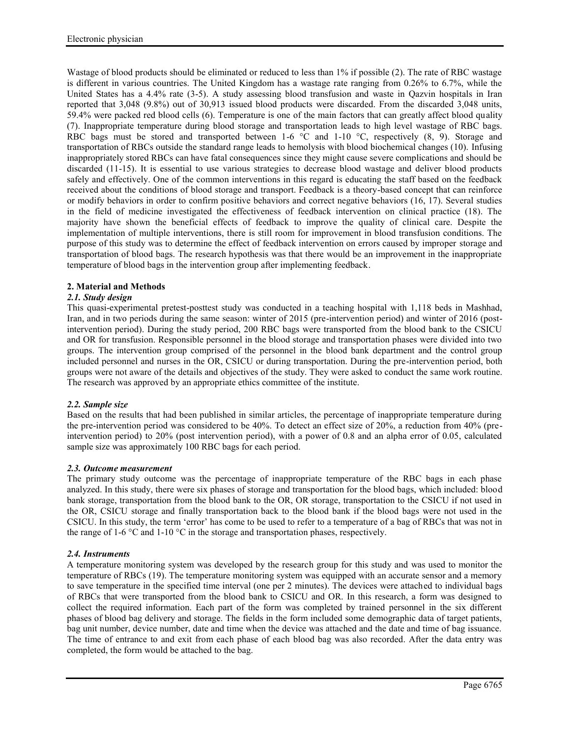Wastage of blood products should be eliminated or reduced to less than 1% if possible (2). The rate of RBC wastage is different in various countries. The United Kingdom has a wastage rate ranging from 0.26% to 6.7%, while the United States has a 4.4% rate (3-5). A study assessing blood transfusion and waste in Qazvin hospitals in Iran reported that 3,048 (9.8%) out of 30,913 issued blood products were discarded. From the discarded 3,048 units, 59.4% were packed red blood cells (6). Temperature is one of the main factors that can greatly affect blood quality (7). Inappropriate temperature during blood storage and transportation leads to high level wastage of RBC bags. RBC bags must be stored and transported between 1-6 °C and 1-10 °C, respectively (8, 9). Storage and transportation of RBCs outside the standard range leads to hemolysis with blood biochemical changes (10). Infusing inappropriately stored RBCs can have fatal consequences since they might cause severe complications and should be discarded (11-15). It is essential to use various strategies to decrease blood wastage and deliver blood products safely and effectively. One of the common interventions in this regard is educating the staff based on the feedback received about the conditions of blood storage and transport. Feedback is a theory-based concept that can reinforce or modify behaviors in order to confirm positive behaviors and correct negative behaviors (16, 17). Several studies in the field of medicine investigated the effectiveness of feedback intervention on clinical practice (18). The majority have shown the beneficial effects of feedback to improve the quality of clinical care. Despite the implementation of multiple interventions, there is still room for improvement in blood transfusion conditions. The purpose of this study was to determine the effect of feedback intervention on errors caused by improper storage and transportation of blood bags. The research hypothesis was that there would be an improvement in the inappropriate temperature of blood bags in the intervention group after implementing feedback.

## 2. Material and Methods

### *2.1. Study design*

This quasi-experimental pretest-posttest study was conducted in a teaching hospital with 1,118 beds in Mashhad, Iran, and in two periods during the same season: winter of 2015 (pre-intervention period) and winter of 2016 (post-intervention period). During the study period, 200 RBC bags were transported from the blood bank to the CSICU and OR for transfusion. Responsible personnel in the blood storage and transportation phases were divided into two groups. The intervention group comprised of the personnel in the blood bank department and the control group included personnel and nurses in the OR, CSICU or during transportation. During the pre-intervention period, both groups were not aware of the details and objectives of the study. They were asked to conduct the same work routine. The research was approved by an appropriate ethics committee of the institute.

### *2.2. Sample size*

Based on the results that had been published in similar articles, the percentage of inappropriate temperature during the pre-intervention period was considered to be 40%. To detect an effect size of 20%, a reduction from 40% (pre-intervention period) to 20% (post intervention period), with a power of 0.8 and an alpha error of 0.05, calculated sample size was approximately 100 RBC bags for each period.

### *2.3. Outcome measurement*

The primary study outcome was the percentage of inappropriate temperature of the RBC bags in each phase analyzed. In this study, there were six phases of storage and transportation for the blood bags, which included: blood bank storage, transportation from the blood bank to the OR, OR storage, transportation to the CSICU if not used in the OR, CSICU storage and finally transportation back to the blood bank if the blood bags were not used in the CSICU. In this study, the term 'error' has come to be used to refer to a temperature of a bag of RBCs that was not in the range of 1-6 °C and 1-10 °C in the storage and transportation phases, respectively.

### *2.4. Instruments*

A temperature monitoring system was developed by the research group for this study and was used to monitor the temperature of RBCs (19). The temperature monitoring system was equipped with an accurate sensor and a memory to save temperature in the specified time interval (one per 2 minutes). The devices were attached to individual bags of RBCs that were transported from the blood bank to CSICU and OR. In this research, a form was designed to collect the required information. Each part of the form was completed by trained personnel in the six different phases of blood bag delivery and storage. The fields in the form included some demographic data of target patients, bag unit number, device number, date and time when the device was attached and the date and time of bag issuance. The time of entrance to and exit from each phase of each blood bag was also recorded. After the data entry was completed, the form would be attached to the bag.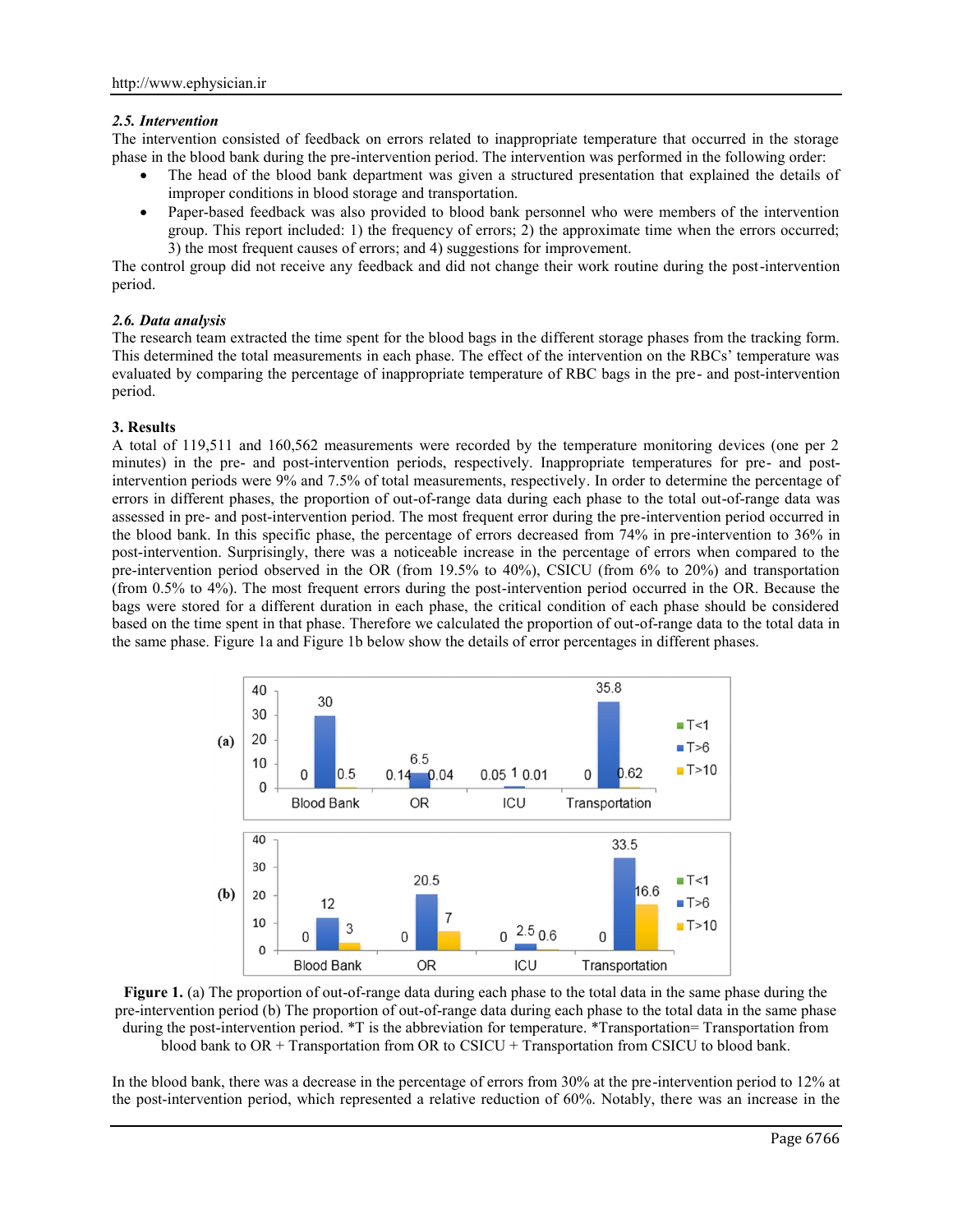### *2.5. Intervention*

The intervention consisted of feedback on errors related to inappropriate temperature that occurred in the storage phase in the blood bank during the pre-intervention period. The intervention was performed in the following order:

- The head of the blood bank department was given a structured presentation that explained the details of improper conditions in blood storage and transportation.
- Paper-based feedback was also provided to blood bank personnel who were members of the intervention group. This report included: 1) the frequency of errors; 2) the approximate time when the errors occurred; 3) the most frequent causes of errors; and 4) suggestions for improvement.

The control group did not receive any feedback and did not change their work routine during the post-intervention period.

### *2.6. Data analysis*

The research team extracted the time spent for the blood bags in the different storage phases from the tracking form. This determined the total measurements in each phase. The effect of the intervention on the RBCs' temperature was evaluated by comparing the percentage of inappropriate temperature of RBC bags in the pre- and post-intervention period.

## 3. Results

A total of 119,511 and 160,562 measurements were recorded by the temperature monitoring devices (one per 2 minutes) in the pre- and post-intervention periods, respectively. Inappropriate temperatures for pre- and post-intervention periods were 9% and 7.5% of total measurements, respectively. In order to determine the percentage of errors in different phases, the proportion of out-of-range data during each phase to the total out-of-range data was assessed in pre- and post-intervention period. The most frequent error during the pre-intervention period occurred in the blood bank. In this specific phase, the percentage of errors decreased from 74% in pre-intervention to 36% in post-intervention. Surprisingly, there was a noticeable increase in the percentage of errors when compared to the pre-intervention period observed in the OR (from 19.5% to 40%), CSICU (from 6% to 20%) and transportation (from 0.5% to 4%). The most frequent errors during the post-intervention period occurred in the OR. Because the bags were stored for a different duration in each phase, the critical condition of each phase should be considered based on the time spent in that phase. Therefore we calculated the proportion of out-of-range data to the total data in the same phase. Figure 1a and Figure 1b below show the details of error percentages in different phases.

| (a) Pre-intervention | T<1 | T>6 | T>10 |
|---|---|---|---|
| Blood Bank | 0 | 30 | 0.5 |
| OR | 0.14 | 6.5 | 0.04 |
| ICU | 0.05 | 1 | 0.01 |
| Transportation | 0 | 35.8 | 0.62 |

| (b) Post-intervention | T<1 | T>6 | T>10 |
|---|---|---|---|
| Blood Bank | 0 | 12 | 3 |
| OR | 0 | 20.5 | 7 |
| ICU | 0 | 2.5 | 0.6 |
| Transportation | 0 | 33.5 | 16.6 |

**Figure 1.** (a) The proportion of out-of-range data during each phase to the total data in the same phase during the pre-intervention period (b) The proportion of out-of-range data during each phase to the total data in the same phase during the post-intervention period. *T is the abbreviation for temperature. *Transportation= Transportation from blood bank to OR + Transportation from OR to CSICU + Transportation from CSICU to blood bank.

In the blood bank, there was a decrease in the percentage of errors from 30% at the pre-intervention period to 12% at the post-intervention period, which represented a relative reduction of 60%. Notably, there was an increase in the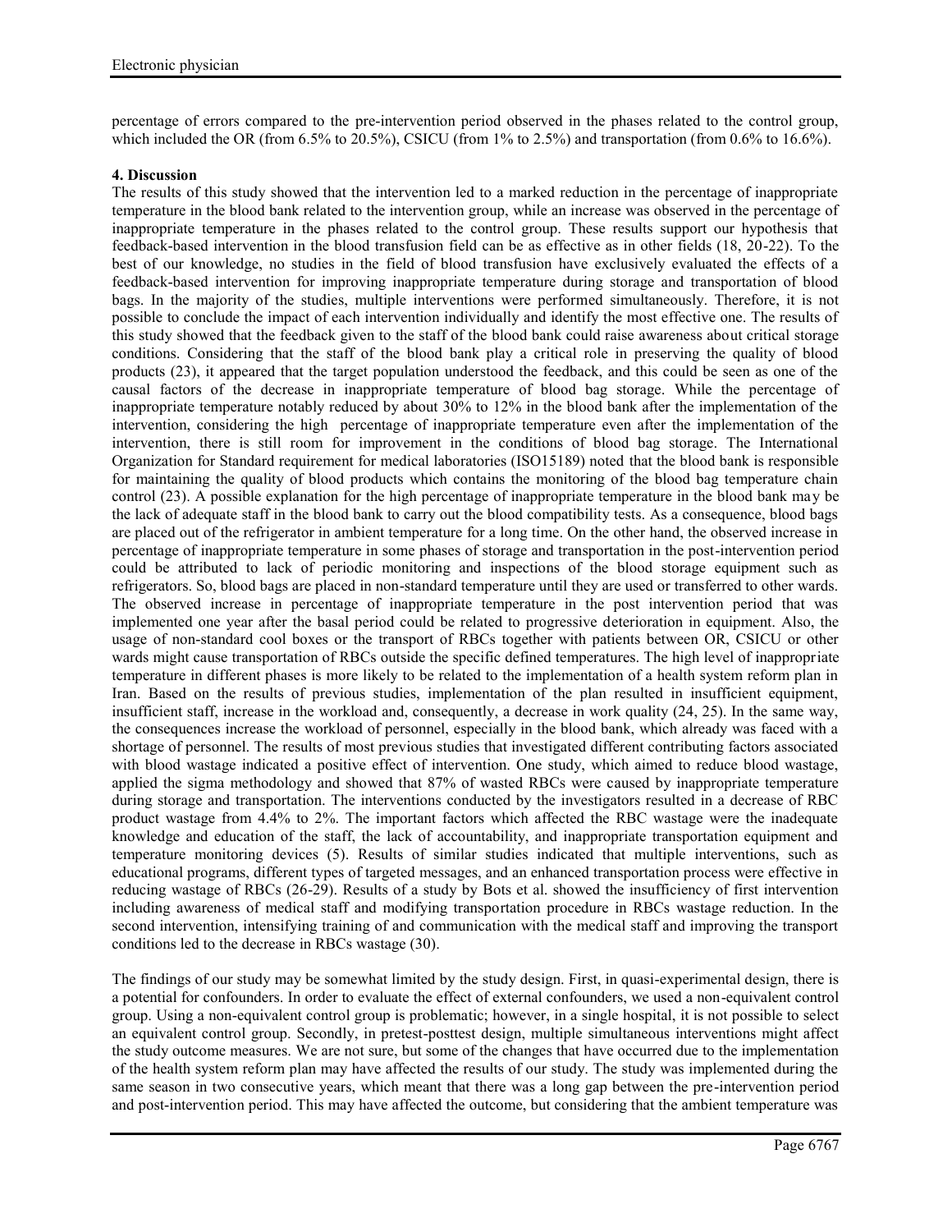percentage of errors compared to the pre-intervention period observed in the phases related to the control group, which included the OR (from 6.5% to 20.5%), CSICU (from 1% to 2.5%) and transportation (from 0.6% to 16.6%).

## 4. Discussion

The results of this study showed that the intervention led to a marked reduction in the percentage of inappropriate temperature in the blood bank related to the intervention group, while an increase was observed in the percentage of inappropriate temperature in the phases related to the control group. These results support our hypothesis that feedback-based intervention in the blood transfusion field can be as effective as in other fields (18, 20-22). To the best of our knowledge, no studies in the field of blood transfusion have exclusively evaluated the effects of a feedback-based intervention for improving inappropriate temperature during storage and transportation of blood bags. In the majority of the studies, multiple interventions were performed simultaneously. Therefore, it is not possible to conclude the impact of each intervention individually and identify the most effective one. The results of this study showed that the feedback given to the staff of the blood bank could raise awareness about critical storage conditions. Considering that the staff of the blood bank play a critical role in preserving the quality of blood products (23), it appeared that the target population understood the feedback, and this could be seen as one of the causal factors of the decrease in inappropriate temperature of blood bag storage. While the percentage of inappropriate temperature notably reduced by about 30% to 12% in the blood bank after the implementation of the intervention, considering the high percentage of inappropriate temperature even after the implementation of the intervention, there is still room for improvement in the conditions of blood bag storage. The International Organization for Standard requirement for medical laboratories (ISO15189) noted that the blood bank is responsible for maintaining the quality of blood products which contains the monitoring of the blood bag temperature chain control (23). A possible explanation for the high percentage of inappropriate temperature in the blood bank may be the lack of adequate staff in the blood bank to carry out the blood compatibility tests. As a consequence, blood bags are placed out of the refrigerator in ambient temperature for a long time. On the other hand, the observed increase in percentage of inappropriate temperature in some phases of storage and transportation in the post-intervention period could be attributed to lack of periodic monitoring and inspections of the blood storage equipment such as refrigerators. So, blood bags are placed in non-standard temperature until they are used or transferred to other wards. The observed increase in percentage of inappropriate temperature in the post intervention period that was implemented one year after the basal period could be related to progressive deterioration in equipment. Also, the usage of non-standard cool boxes or the transport of RBCs together with patients between OR, CSICU or other wards might cause transportation of RBCs outside the specific defined temperatures. The high level of inappropriate temperature in different phases is more likely to be related to the implementation of a health system reform plan in Iran. Based on the results of previous studies, implementation of the plan resulted in insufficient equipment, insufficient staff, increase in the workload and, consequently, a decrease in work quality (24, 25). In the same way, the consequences increase the workload of personnel, especially in the blood bank, which already was faced with a shortage of personnel. The results of most previous studies that investigated different contributing factors associated with blood wastage indicated a positive effect of intervention. One study, which aimed to reduce blood wastage, applied the sigma methodology and showed that 87% of wasted RBCs were caused by inappropriate temperature during storage and transportation. The interventions conducted by the investigators resulted in a decrease of RBC product wastage from 4.4% to 2%. The important factors which affected the RBC wastage were the inadequate knowledge and education of the staff, the lack of accountability, and inappropriate transportation equipment and temperature monitoring devices (5). Results of similar studies indicated that multiple interventions, such as educational programs, different types of targeted messages, and an enhanced transportation process were effective in reducing wastage of RBCs (26-29). Results of a study by Bots et al. showed the insufficiency of first intervention including awareness of medical staff and modifying transportation procedure in RBCs wastage reduction. In the second intervention, intensifying training of and communication with the medical staff and improving the transport conditions led to the decrease in RBCs wastage (30).

The findings of our study may be somewhat limited by the study design. First, in quasi-experimental design, there is a potential for confounders. In order to evaluate the effect of external confounders, we used a non-equivalent control group. Using a non-equivalent control group is problematic; however, in a single hospital, it is not possible to select an equivalent control group. Secondly, in pretest-posttest design, multiple simultaneous interventions might affect the study outcome measures. We are not sure, but some of the changes that have occurred due to the implementation of the health system reform plan may have affected the results of our study. The study was implemented during the same season in two consecutive years, which meant that there was a long gap between the pre-intervention period and post-intervention period. This may have affected the outcome, but considering that the ambient temperature was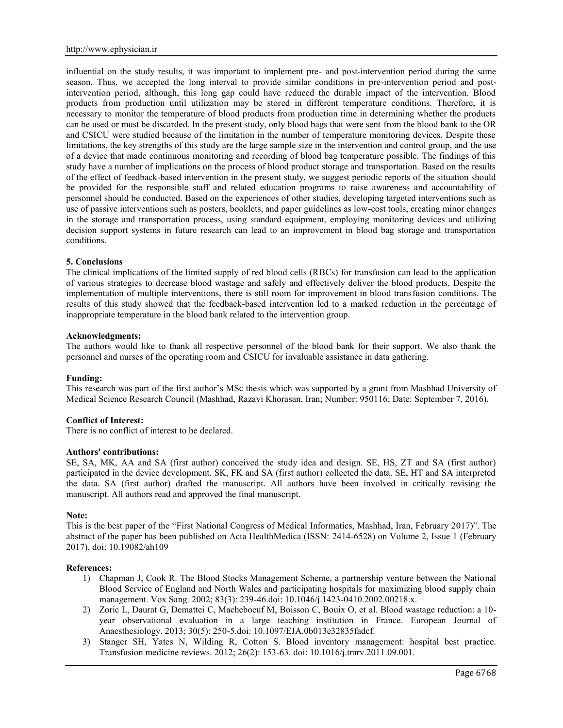influential on the study results, it was important to implement pre- and post-intervention period during the same season. Thus, we accepted the long interval to provide similar conditions in pre-intervention period and post-intervention period, although, this long gap could have reduced the durable impact of the intervention. Blood products from production until utilization may be stored in different temperature conditions. Therefore, it is necessary to monitor the temperature of blood products from production time in determining whether the products can be used or must be discarded. In the present study, only blood bags that were sent from the blood bank to the OR and CSICU were studied because of the limitation in the number of temperature monitoring devices. Despite these limitations, the key strengths of this study are the large sample size in the intervention and control group, and the use of a device that made continuous monitoring and recording of blood bag temperature possible. The findings of this study have a number of implications on the process of blood product storage and transportation. Based on the results of the effect of feedback-based intervention in the present study, we suggest periodic reports of the situation should be provided for the responsible staff and related education programs to raise awareness and accountability of personnel should be conducted. Based on the experiences of other studies, developing targeted interventions such as use of passive interventions such as posters, booklets, and paper guidelines as low-cost tools, creating minor changes in the storage and transportation process, using standard equipment, employing monitoring devices and utilizing decision support systems in future research can lead to an improvement in blood bag storage and transportation conditions.

## 5. Conclusions

The clinical implications of the limited supply of red blood cells (RBCs) for transfusion can lead to the application of various strategies to decrease blood wastage and safely and effectively deliver the blood products. Despite the implementation of multiple interventions, there is still room for improvement in blood transfusion conditions. The results of this study showed that the feedback-based intervention led to a marked reduction in the percentage of inappropriate temperature in the blood bank related to the intervention group.

**Acknowledgments:**

The authors would like to thank all respective personnel of the blood bank for their support. We also thank the personnel and nurses of the operating room and CSICU for invaluable assistance in data gathering.

**Funding:**

This research was part of the first author's MSc thesis which was supported by a grant from Mashhad University of Medical Science Research Council (Mashhad, Razavi Khorasan, Iran; Number: 950116; Date: September 7, 2016).

**Conflict of Interest:**

There is no conflict of interest to be declared.

**Authors' contributions:**

SE, SA, MK, AA and SA (first author) conceived the study idea and design. SE, HS, ZT and SA (first author) participated in the device development. SK, FK and SA (first author) collected the data. SE, HT and SA interpreted the data. SA (first author) drafted the manuscript. All authors have been involved in critically revising the manuscript. All authors read and approved the final manuscript.

**Note:**

This is the best paper of the "First National Congress of Medical Informatics, Mashhad, Iran, February 2017)". The abstract of the paper has been published on Acta HealthMedica (ISSN: 2414-6528) on Volume 2, Issue 1 (February 2017), doi: 10.19082/ah109

**References:**

1) Chapman J, Cook R. The Blood Stocks Management Scheme, a partnership venture between the National Blood Service of England and North Wales and participating hospitals for maximizing blood supply chain management. Vox Sang. 2002; 83(3): 239-46.doi: 10.1046/j.1423-0410.2002.00218.x.
2) Zoric L, Daurat G, Demattei C, Macheboeuf M, Boisson C, Bouix O, et al. Blood wastage reduction: a 10-year observational evaluation in a large teaching institution in France. European Journal of Anaesthesiology. 2013; 30(5): 250-5.doi: 10.1097/EJA.0b013e32835fadcf.
3) Stanger SH, Yates N, Wilding R, Cotton S. Blood inventory management: hospital best practice. Transfusion medicine reviews. 2012; 26(2): 153-63. doi: 10.1016/j.tmrv.2011.09.001.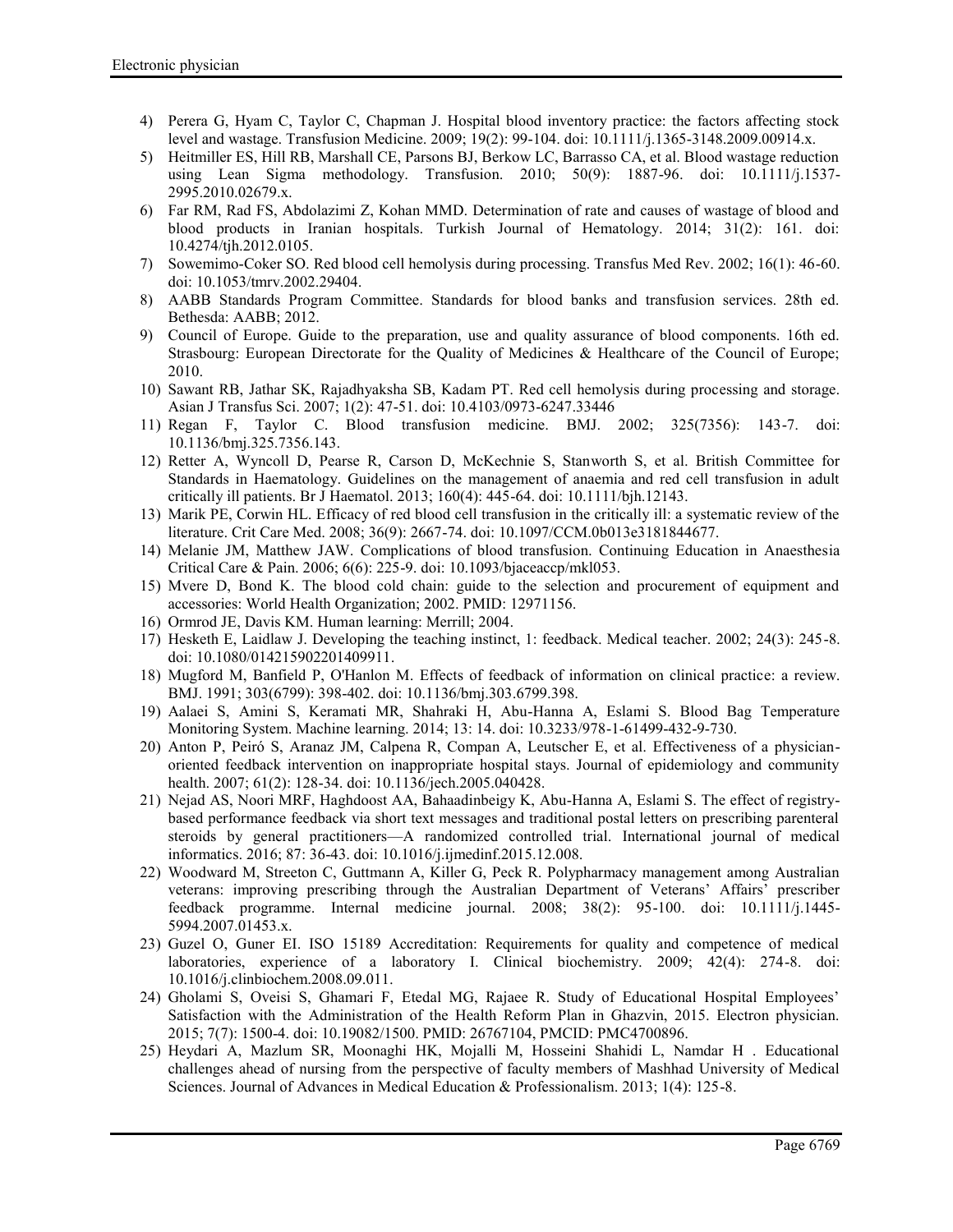4) Perera G, Hyam C, Taylor C, Chapman J. Hospital blood inventory practice: the factors affecting stock level and wastage. Transfusion Medicine. 2009; 19(2): 99-104. doi: 10.1111/j.1365-3148.2009.00914.x.
5) Heitmiller ES, Hill RB, Marshall CE, Parsons BJ, Berkow LC, Barrasso CA, et al. Blood wastage reduction using Lean Sigma methodology. Transfusion. 2010; 50(9): 1887-96. doi: 10.1111/j.1537-2995.2010.02679.x.
6) Far RM, Rad FS, Abdolazimi Z, Kohan MMD. Determination of rate and causes of wastage of blood and blood products in Iranian hospitals. Turkish Journal of Hematology. 2014; 31(2): 161. doi: 10.4274/tjh.2012.0105.
7) Sowemimo-Coker SO. Red blood cell hemolysis during processing. Transfus Med Rev. 2002; 16(1): 46-60. doi: 10.1053/tmrv.2002.29404.
8) AABB Standards Program Committee. Standards for blood banks and transfusion services. 28th ed. Bethesda: AABB; 2012.
9) Council of Europe. Guide to the preparation, use and quality assurance of blood components. 16th ed. Strasbourg: European Directorate for the Quality of Medicines & Healthcare of the Council of Europe; 2010.
10) Sawant RB, Jathar SK, Rajadhyaksha SB, Kadam PT. Red cell hemolysis during processing and storage. Asian J Transfus Sci. 2007; 1(2): 47-51. doi: 10.4103/0973-6247.33446
11) Regan F, Taylor C. Blood transfusion medicine. BMJ. 2002; 325(7356): 143-7. doi: 10.1136/bmj.325.7356.143.
12) Retter A, Wyncoll D, Pearse R, Carson D, McKechnie S, Stanworth S, et al. British Committee for Standards in Haematology. Guidelines on the management of anaemia and red cell transfusion in adult critically ill patients. Br J Haematol. 2013; 160(4): 445-64. doi: 10.1111/bjh.12143.
13) Marik PE, Corwin HL. Efficacy of red blood cell transfusion in the critically ill: a systematic review of the literature. Crit Care Med. 2008; 36(9): 2667-74. doi: 10.1097/CCM.0b013e3181844677.
14) Melanie JM, Matthew JAW. Complications of blood transfusion. Continuing Education in Anaesthesia Critical Care & Pain. 2006; 6(6): 225-9. doi: 10.1093/bjaceaccp/mkl053.
15) Mvere D, Bond K. The blood cold chain: guide to the selection and procurement of equipment and accessories: World Health Organization; 2002. PMID: 12971156.
16) Ormrod JE, Davis KM. Human learning: Merrill; 2004.
17) Hesketh E, Laidlaw J. Developing the teaching instinct, 1: feedback. Medical teacher. 2002; 24(3): 245-8. doi: 10.1080/014215902201409911.
18) Mugford M, Banfield P, O'Hanlon M. Effects of feedback of information on clinical practice: a review. BMJ. 1991; 303(6799): 398-402. doi: 10.1136/bmj.303.6799.398.
19) Aalaei S, Amini S, Keramati MR, Shahraki H, Abu-Hanna A, Eslami S. Blood Bag Temperature Monitoring System. Machine learning. 2014; 13: 14. doi: 10.3233/978-1-61499-432-9-730.
20) Anton P, Peiró S, Aranaz JM, Calpena R, Compan A, Leutscher E, et al. Effectiveness of a physician-oriented feedback intervention on inappropriate hospital stays. Journal of epidemiology and community health. 2007; 61(2): 128-34. doi: 10.1136/jech.2005.040428.
21) Nejad AS, Noori MRF, Haghdoost AA, Bahaadinbeigy K, Abu-Hanna A, Eslami S. The effect of registry-based performance feedback via short text messages and traditional postal letters on prescribing parenteral steroids by general practitioners—A randomized controlled trial. International journal of medical informatics. 2016; 87: 36-43. doi: 10.1016/j.ijmedinf.2015.12.008.
22) Woodward M, Streeton C, Guttmann A, Killer G, Peck R. Polypharmacy management among Australian veterans: improving prescribing through the Australian Department of Veterans' Affairs' prescriber feedback programme. Internal medicine journal. 2008; 38(2): 95-100. doi: 10.1111/j.1445-5994.2007.01453.x.
23) Guzel O, Guner EI. ISO 15189 Accreditation: Requirements for quality and competence of medical laboratories, experience of a laboratory I. Clinical biochemistry. 2009; 42(4): 274-8. doi: 10.1016/j.clinbiochem.2008.09.011.
24) Gholami S, Oveisi S, Ghamari F, Etedal MG, Rajaee R. Study of Educational Hospital Employees' Satisfaction with the Administration of the Health Reform Plan in Ghazvin, 2015. Electron physician. 2015; 7(7): 1500-4. doi: 10.19082/1500. PMID: 26767104, PMCID: PMC4700896.
25) Heydari A, Mazlum SR, Moonaghi HK, Mojalli M, Hosseini Shahidi L, Namdar H . Educational challenges ahead of nursing from the perspective of faculty members of Mashhad University of Medical Sciences. Journal of Advances in Medical Education & Professionalism. 2013; 1(4): 125-8.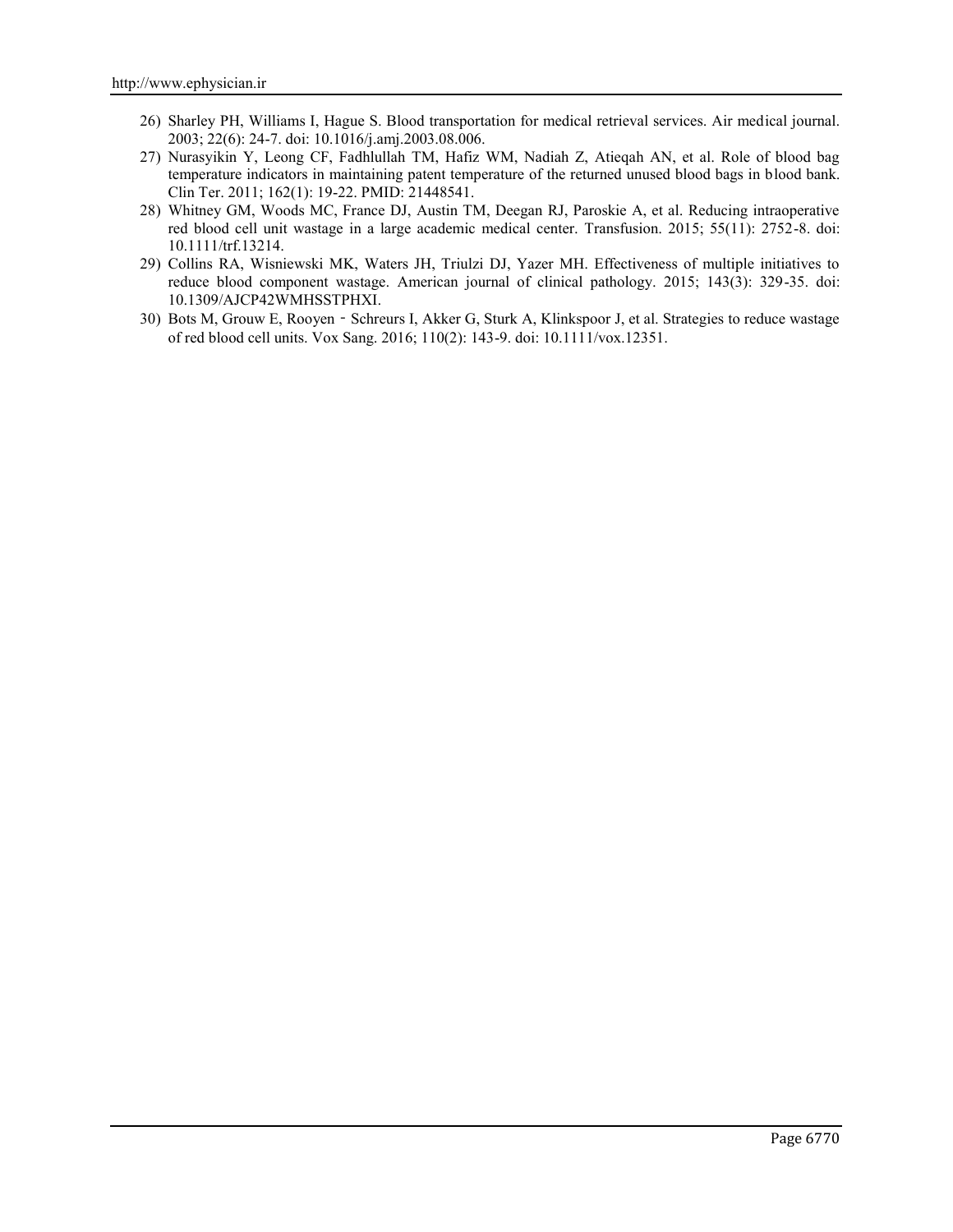26) Sharley PH, Williams I, Hague S. Blood transportation for medical retrieval services. Air medical journal. 2003; 22(6): 24-7. doi: 10.1016/j.amj.2003.08.006.
27) Nurasyikin Y, Leong CF, Fadhlullah TM, Hafiz WM, Nadiah Z, Atieqah AN, et al. Role of blood bag temperature indicators in maintaining patent temperature of the returned unused blood bags in blood bank. Clin Ter. 2011; 162(1): 19-22. PMID: 21448541.
28) Whitney GM, Woods MC, France DJ, Austin TM, Deegan RJ, Paroskie A, et al. Reducing intraoperative red blood cell unit wastage in a large academic medical center. Transfusion. 2015; 55(11): 2752-8. doi: 10.1111/trf.13214.
29) Collins RA, Wisniewski MK, Waters JH, Triulzi DJ, Yazer MH. Effectiveness of multiple initiatives to reduce blood component wastage. American journal of clinical pathology. 2015; 143(3): 329-35. doi: 10.1309/AJCP42WMHSSTPHXI.
30) Bots M, Grouw E, Rooyen - Schreurs I, Akker G, Sturk A, Klinkspoor J, et al. Strategies to reduce wastage of red blood cell units. Vox Sang. 2016; 110(2): 143-9. doi: 10.1111/vox.12351.